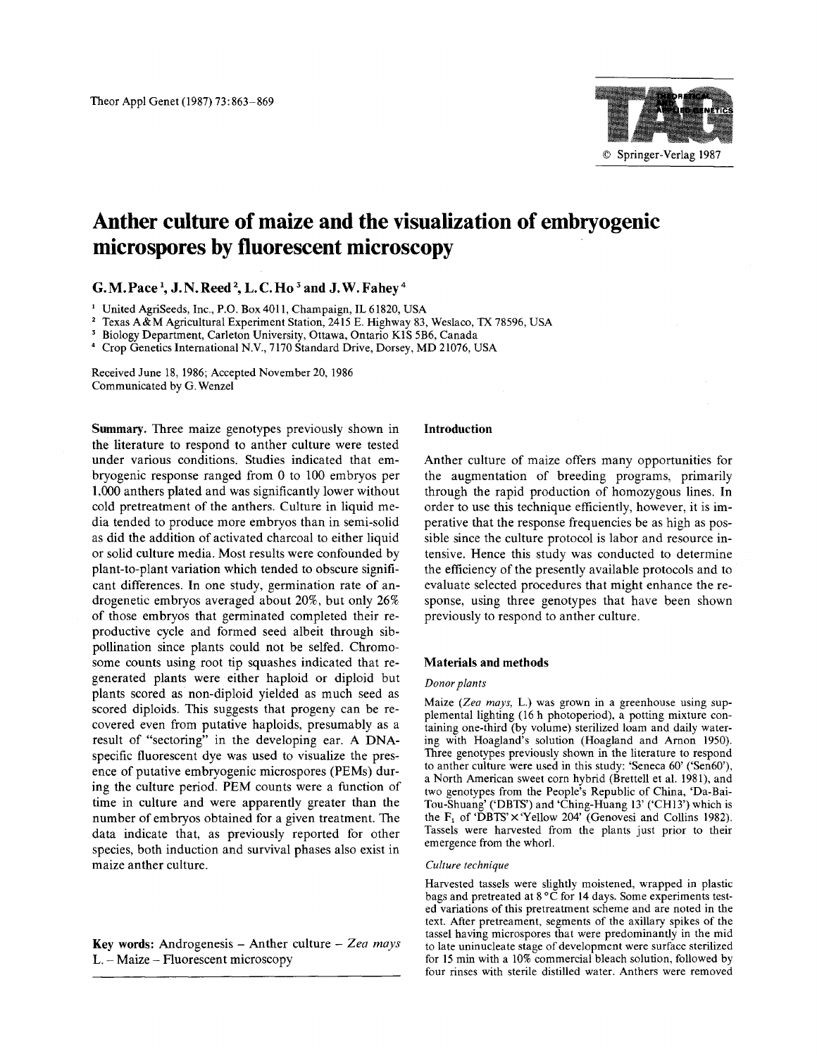# Anther culture of maize and the visualization of embryogenic microspores by fluorescent microscopy

**G. M. Pace** [1], **J. N. Reed** [2], **L. C. Ho** [3] **and J. W. Fahey** [4]

[1] United AgriSeeds, Inc., P.O. Box 4011, Champaign, IL 61820, USA
[2] Texas A&M Agricultural Experiment Station, 2415 E. Highway 83, Weslaco, TX 78596, USA
[3] Biology Department, Carleton University, Ottawa, Ontario K1S 5B6, Canada
[4] Crop Genetics International N.V., 7170 Standard Drive, Dorsey, MD 21076, USA

Received June 18, 1986; Accepted November 20, 1986
Communicated by G. Wenzel

**Summary.** Three maize genotypes previously shown in the literature to respond to anther culture were tested under various conditions. Studies indicated that embryogenic response ranged from 0 to 100 embryos per 1,000 anthers plated and was significantly lower without cold pretreatment of the anthers. Culture in liquid media tended to produce more embryos than in semi-solid as did the addition of activated charcoal to either liquid or solid culture media. Most results were confounded by plant-to-plant variation which tended to obscure significant differences. In one study, germination rate of androgenetic embryos averaged about 20%, but only 26% of those embryos that germinated completed their reproductive cycle and formed seed albeit through sib-pollination since plants could not be selfed. Chromosome counts using root tip squashes indicated that regenerated plants were either haploid or diploid but plants scored as non-diploid yielded as much seed as scored diploids. This suggests that progeny can be recovered even from putative haploids, presumably as a result of "sectoring" in the developing ear. A DNA-specific fluorescent dye was used to visualize the presence of putative embryogenic microspores (PEMs) during the culture period. PEM counts were a function of time in culture and were apparently greater than the number of embryos obtained for a given treatment. The data indicate that, as previously reported for other species, both induction and survival phases also exist in maize anther culture.

**Key words:** Androgenesis – Anther culture – *Zea mays* L. – Maize – Fluorescent microscopy

## Introduction

Anther culture of maize offers many opportunities for the augmentation of breeding programs, primarily through the rapid production of homozygous lines. In order to use this technique efficiently, however, it is imperative that the response frequencies be as high as possible since the culture protocol is labor and resource intensive. Hence this study was conducted to determine the efficiency of the presently available protocols and to evaluate selected procedures that might enhance the response, using three genotypes that have been shown previously to respond to anther culture.

## Materials and methods

### *Donor plants*

Maize (*Zea mays*, L.) was grown in a greenhouse using supplemental lighting (16 h photoperiod), a potting mixture containing one-third (by volume) sterilized loam and daily watering with Hoagland's solution (Hoagland and Arnon 1950). Three genotypes previously shown in the literature to respond to anther culture were used in this study: 'Seneca 60' ('Sen60'), a North American sweet corn hybrid (Brettell et al. 1981), and two genotypes from the People's Republic of China, 'Da-Bai-Tou-Shuang' ('DBTS') and 'Ching-Huang 13' ('CH13') which is the $F_1$ of 'DBTS' × 'Yellow 204' (Genovesi and Collins 1982). Tassels were harvested from the plants just prior to their emergence from the whorl.

### *Culture technique*

Harvested tassels were slightly moistened, wrapped in plastic bags and pretreated at 8 °C for 14 days. Some experiments tested variations of this pretreatment scheme and are noted in the text. After pretreament, segments of the axillary spikes of the tassel having microspores that were predominantly in the mid to late uninucleate stage of development were surface sterilized for 15 min with a 10% commercial bleach solution, followed by four rinses with sterile distilled water. Anthers were removed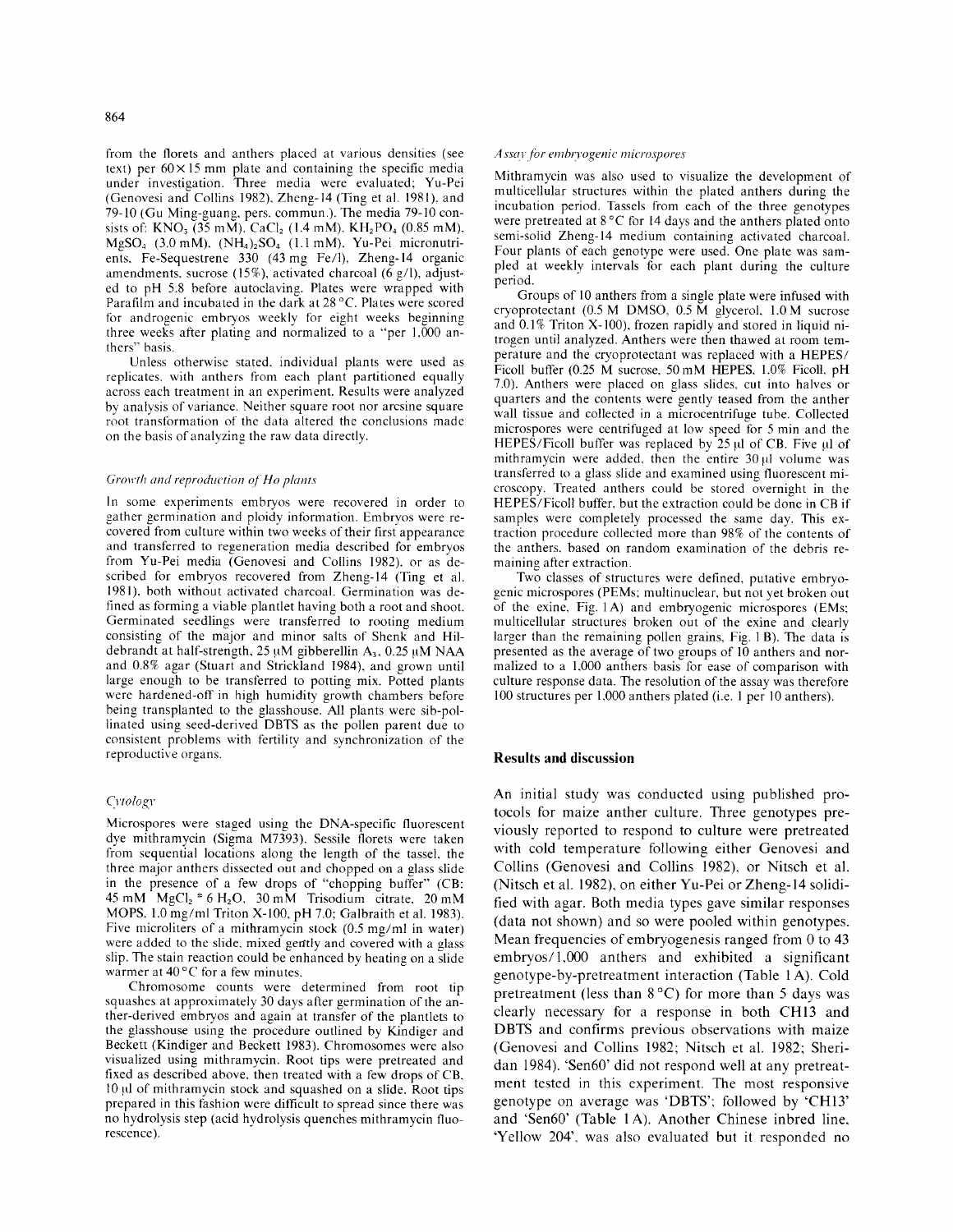from the florets and anthers placed at various densities (see text) per 60×15 mm plate and containing the specific media under investigation. Three media were evaluated; Yu-Pei (Genovesi and Collins 1982), Zheng-14 (Ting et al. 1981), and 79-10 (Gu Ming-guang, pers. commun.). The media 79-10 consists of: $KNO_3$ (35 mM), $CaCl_2$ (1.4 mM), $KH_2PO_4$ (0.85 mM), $MgSO_4$ (3.0 mM), $(NH_4)_2SO_4$ (1.1 mM), Yu-Pei micronutrients, Fe-Sequestrene 330 (43 mg Fe/l), Zheng-14 organic amendments, sucrose (15%), activated charcoal (6 g/l), adjusted to pH 5.8 before autoclaving. Plates were wrapped with Parafilm and incubated in the dark at 28 °C. Plates were scored for androgenic embryos weekly for eight weeks beginning three weeks after plating and normalized to a "per 1,000 anthers" basis.

Unless otherwise stated, individual plants were used as replicates, with anthers from each plant partitioned equally across each treatment in an experiment. Results were analyzed by analysis of variance. Neither square root nor arcsine square root transformation of the data altered the conclusions made on the basis of analyzing the raw data directly.

### *Growth and reproduction of Ho plants*

In some experiments embryos were recovered in order to gather germination and ploidy information. Embryos were recovered from culture within two weeks of their first appearance and transferred to regeneration media described for embryos from Yu-Pei media (Genovesi and Collins 1982), or as described for embryos recovered from Zheng-14 (Ting et al. 1981), both without activated charcoal. Germination was defined as forming a viable plantlet having both a root and shoot. Germinated seedlings were transferred to rooting medium consisting of the major and minor salts of Shenk and Hildebrandt at half-strength, 25 μM gibberellin $A_3$, 0.25 μM NAA and 0.8% agar (Stuart and Strickland 1984), and grown until large enough to be transferred to potting mix. Potted plants were hardened-off in high humidity growth chambers before being transplanted to the glasshouse. All plants were sib-pollinated using seed-derived DBTS as the pollen parent due to consistent problems with fertility and synchronization of the reproductive organs.

### *Cytology*

Microspores were staged using the DNA-specific fluorescent dye mithramycin (Sigma M7393). Sessile florets were taken from sequential locations along the length of the tassel, the three major anthers dissected out and chopped on a glass slide in the presence of a few drops of "chopping buffer" (CB: 45 mM $MgCl_2 * 6\,H_2O$, 30 mM Trisodium citrate, 20 mM MOPS, 1.0 mg/ml Triton X-100, pH 7.0; Galbraith et al. 1983). Five microliters of a mithramycin stock (0.5 mg/ml in water) were added to the slide, mixed gently and covered with a glass slip. The stain reaction could be enhanced by heating on a slide warmer at 40 °C for a few minutes.

Chromosome counts were determined from root tip squashes at approximately 30 days after germination of the anther-derived embryos and again at transfer of the plantlets to the glasshouse using the procedure outlined by Kindiger and Beckett (Kindiger and Beckett 1983). Chromosomes were also visualized using mithramycin. Root tips were pretreated and fixed as described above, then treated with a few drops of CB, 10 μl of mithramycin stock and squashed on a slide. Root tips prepared in this fashion were difficult to spread since there was no hydrolysis step (acid hydrolysis quenches mithramycin fluorescence).

### *Assay for embryogenic microspores*

Mithramycin was also used to visualize the development of multicellular structures within the plated anthers during the incubation period. Tassels from each of the three genotypes were pretreated at 8 °C for 14 days and the anthers plated onto semi-solid Zheng-14 medium containing activated charcoal. Four plants of each genotype were used. One plate was sampled at weekly intervals for each plant during the culture period.

Groups of 10 anthers from a single plate were infused with cryoprotectant (0.5 M DMSO, 0.5 M glycerol, 1.0 M sucrose and 0.1% Triton X-100), frozen rapidly and stored in liquid nitrogen until analyzed. Anthers were then thawed at room temperature and the cryoprotectant was replaced with a HEPES/Ficoll buffer (0.25 M sucrose, 50 mM HEPES, 1.0% Ficoll, pH 7.0). Anthers were placed on glass slides, cut into halves or quarters and the contents were gently teased from the anther wall tissue and collected in a microcentrifuge tube. Collected microspores were centrifuged at low speed for 5 min and the HEPES/Ficoll buffer was replaced by 25 μl of CB. Five μl of mithramycin were added, then the entire 30 μl volume was transferred to a glass slide and examined using fluorescent microscopy. Treated anthers could be stored overnight in the HEPES/Ficoll buffer, but the extraction could be done in CB if samples were completely processed the same day. This extraction procedure collected more than 98% of the contents of the anthers, based on random examination of the debris remaining after extraction.

Two classes of structures were defined, putative embryogenic microspores (PEMs; multinuclear, but not yet broken out of the exine, Fig. 1 A) and embryogenic microspores (EMs; multicellular structures broken out of the exine and clearly larger than the remaining pollen grains, Fig. 1 B). The data is presented as the average of two groups of 10 anthers and normalized to a 1,000 anthers basis for ease of comparison with culture response data. The resolution of the assay was therefore 100 structures per 1,000 anthers plated (i.e. 1 per 10 anthers).

## Results and discussion

An initial study was conducted using published protocols for maize anther culture. Three genotypes previously reported to respond to culture were pretreated with cold temperature following either Genovesi and Collins (Genovesi and Collins 1982), or Nitsch et al. (Nitsch et al. 1982), on either Yu-Pei or Zheng-14 solidified with agar. Both media types gave similar responses (data not shown) and so were pooled within genotypes. Mean frequencies of embryogenesis ranged from 0 to 43 embryos/1,000 anthers and exhibited a significant genotype-by-pretreatment interaction (Table 1 A). Cold pretreatment (less than 8 °C) for more than 5 days was clearly necessary for a response in both CH13 and DBTS and confirms previous observations with maize (Genovesi and Collins 1982; Nitsch et al. 1982; Sheridan 1984). 'Sen60' did not respond well at any pretreatment tested in this experiment. The most responsive genotype on average was 'DBTS'; followed by 'CH13' and 'Sen60' (Table 1 A). Another Chinese inbred line, 'Yellow 204', was also evaluated but it responded no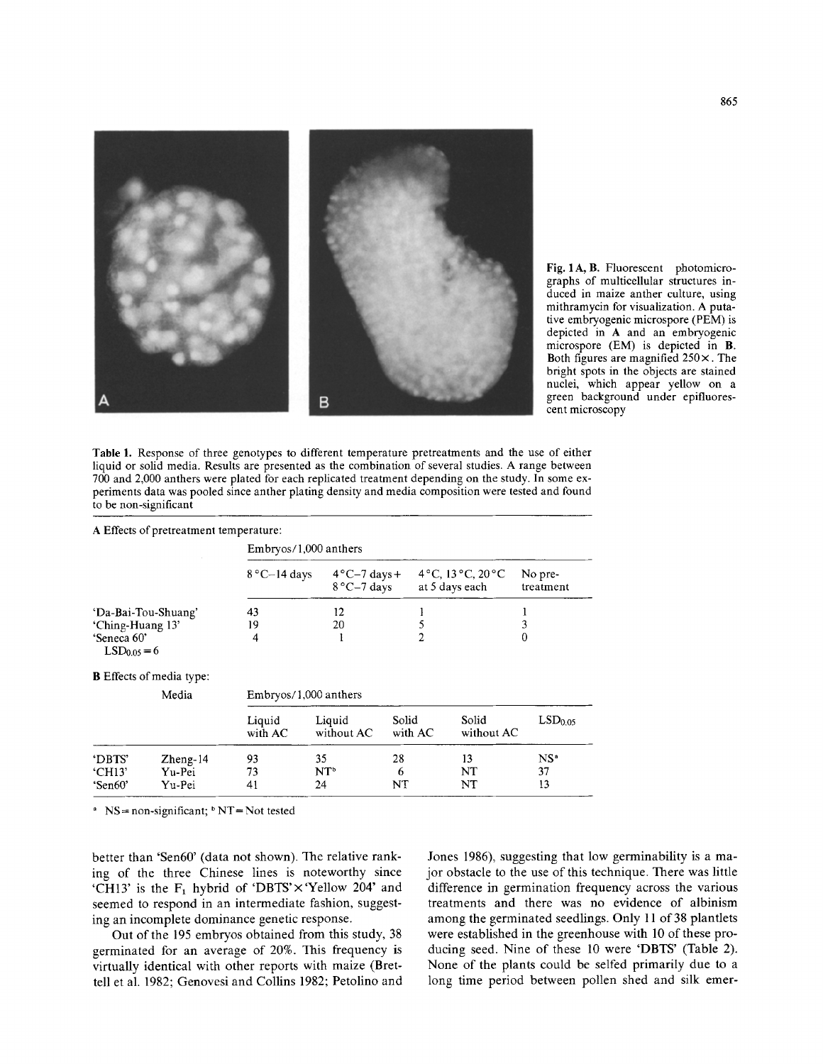Fig. 1A, B. Fluorescent photomicrographs of multicellular structures induced in maize anther culture, using mithramycin for visualization. A putative embryogenic microspore (PEM) is depicted in A and an embryogenic microspore (EM) is depicted in B. Both figures are magnified 250×. The bright spots in the objects are stained nuclei, which appear yellow on a green background under epifluorescent microscopy

**Table 1.** Response of three genotypes to different temperature pretreatments and the use of either liquid or solid media. Results are presented as the combination of several studies. A range between 700 and 2,000 anthers were plated for each replicated treatment depending on the study. In some experiments data was pooled since anther plating density and media composition were tested and found to be non-significant

**A** Effects of pretreatment temperature:

| | Embryos/1,000 anthers | | | |
|---|---|---|---|---|
| | 8 °C–14 days | 4 °C–7 days + 8 °C–7 days | 4 °C, 13 °C, 20 °C at 5 days each | No pre-treatment |
| 'Da-Bai-Tou-Shuang' | 43 | 12 | 1 | 1 |
| 'Ching-Huang 13' | 19 | 20 | 5 | 3 |
| 'Seneca 60' | 4 | 1 | 2 | 0 |
| $LSD_{0.05} = 6$ | | | | |

**B** Effects of media type:

| | Media | Embryos/1,000 anthers | | | | |
|---|---|---|---|---|---|---|
| | | Liquid with AC | Liquid without AC | Solid with AC | Solid without AC | $LSD_{0.05}$ |
| 'DBTS' | Zheng-14 | 93 | 35 | 28 | 13 | NS[a] |
| 'CH13' | Yu-Pei | 73 | NT[b] | 6 | NT | 37 |
| 'Sen60' | Yu-Pei | 41 | 24 | NT | NT | 13 |

[a] NS = non-significant; [b] NT = Not tested

better than 'Sen60' (data not shown). The relative ranking of the three Chinese lines is noteworthy since 'CH13' is the $F_1$ hybrid of 'DBTS'×'Yellow 204' and seemed to respond in an intermediate fashion, suggesting an incomplete dominance genetic response.

Out of the 195 embryos obtained from this study, 38 germinated for an average of 20%. This frequency is virtually identical with other reports with maize (Brettell et al. 1982; Genovesi and Collins 1982; Petolino and Jones 1986), suggesting that low germinability is a major obstacle to the use of this technique. There was little difference in germination frequency across the various treatments and there was no evidence of albinism among the germinated seedlings. Only 11 of 38 plantlets were established in the greenhouse with 10 of these producing seed. Nine of these 10 were 'DBTS' (Table 2). None of the plants could be selfed primarily due to a long time period between pollen shed and silk emer-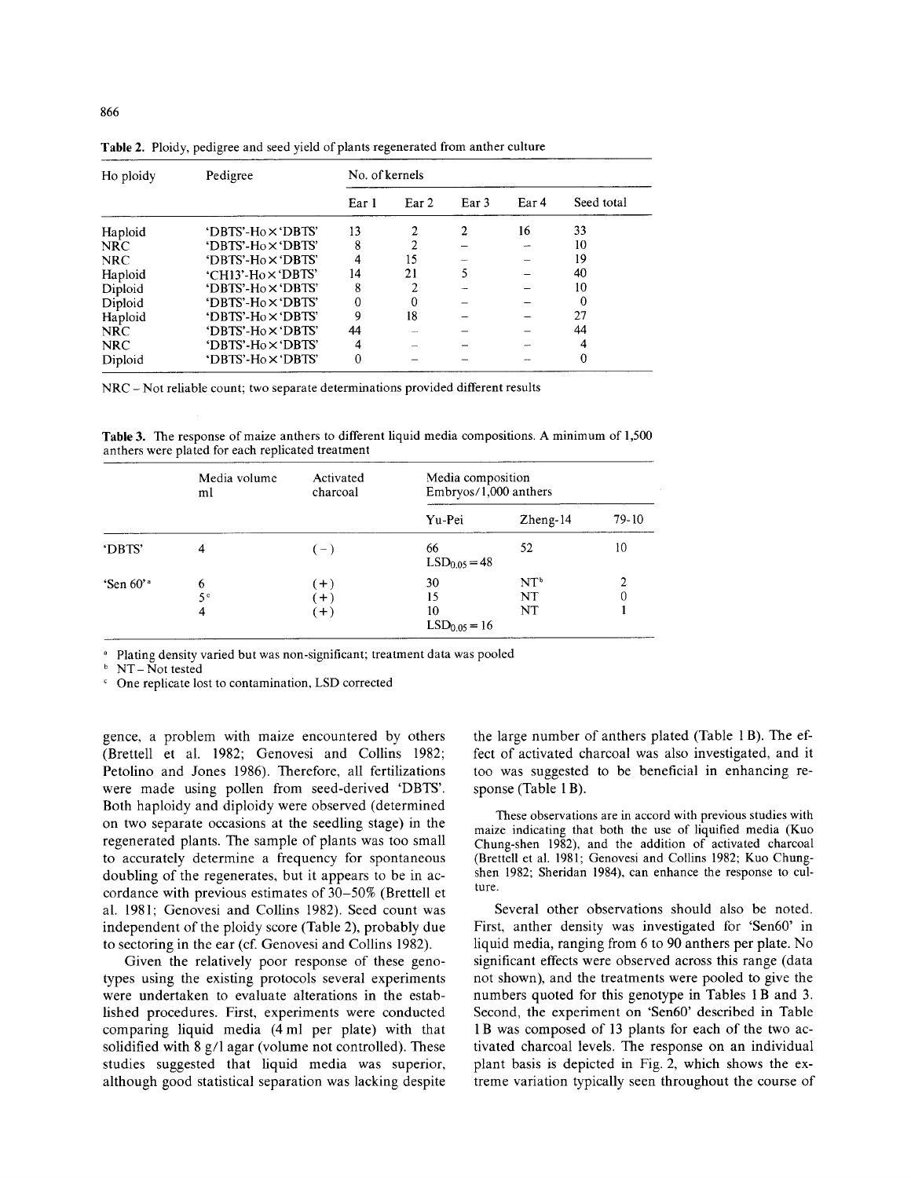**Table 2.** Ploidy, pedigree and seed yield of plants regenerated from anther culture

| Ho ploidy | Pedigree | No. of kernels | | | | |
|---|---|---|---|---|---|---|
| | | Ear 1 | Ear 2 | Ear 3 | Ear 4 | Seed total |
| Haploid | 'DBTS'-Ho × 'DBTS' | 13 | 2 | 2 | 16 | 33 |
| NRC | 'DBTS'-Ho × 'DBTS' | 8 | 2 | – | – | 10 |
| NRC | 'DBTS'-Ho × 'DBTS' | 4 | 15 | – | – | 19 |
| Haploid | 'CH13'-Ho × 'DBTS' | 14 | 21 | 5 | – | 40 |
| Diploid | 'DBTS'-Ho × 'DBTS' | 8 | 2 | – | – | 10 |
| Diploid | 'DBTS'-Ho × 'DBTS' | 0 | 0 | – | – | 0 |
| Haploid | 'DBTS'-Ho × 'DBTS' | 9 | 18 | – | – | 27 |
| NRC | 'DBTS'-Ho × 'DBTS' | 44 | – | – | – | 44 |
| NRC | 'DBTS'-Ho × 'DBTS' | 4 | – | – | – | 4 |
| Diploid | 'DBTS'-Ho × 'DBTS' | 0 | – | – | – | 0 |

NRC – Not reliable count; two separate determinations provided different results

**Table 3.** The response of maize anthers to different liquid media compositions. A minimum of 1,500 anthers were plated for each replicated treatment

| | Media volume ml | Activated charcoal | Media composition Embryos/1,000 anthers | | |
|---|---|---|---|---|---|
| | | | Yu-Pei | Zheng-14 | 79-10 |
| 'DBTS' | 4 | (−) | 66 $LSD_{0.05} = 48$ | 52 | 10 |
| 'Sen 60'[a] | 6 | (+) | 30 | NT[b] | 2 |
| | 5[c] | (+) | 15 | NT | 0 |
| | 4 | (+) | 10 $LSD_{0.05} = 16$ | NT | 1 |

[a] Plating density varied but was non-significant; treatment data was pooled
[b] NT – Not tested
[c] One replicate lost to contamination, LSD corrected

gence, a problem with maize encountered by others (Brettell et al. 1982; Genovesi and Collins 1982; Petolino and Jones 1986). Therefore, all fertilizations were made using pollen from seed-derived 'DBTS'. Both haploidy and diploidy were observed (determined on two separate occasions at the seedling stage) in the regenerated plants. The sample of plants was too small to accurately determine a frequency for spontaneous doubling of the regenerates, but it appears to be in accordance with previous estimates of 30–50% (Brettell et al. 1981; Genovesi and Collins 1982). Seed count was independent of the ploidy score (Table 2), probably due to sectoring in the ear (cf. Genovesi and Collins 1982).

Given the relatively poor response of these genotypes using the existing protocols several experiments were undertaken to evaluate alterations in the established procedures. First, experiments were conducted comparing liquid media (4 ml per plate) with that solidified with 8 g/l agar (volume not controlled). These studies suggested that liquid media was superior, although good statistical separation was lacking despite the large number of anthers plated (Table 1 B). The effect of activated charcoal was also investigated, and it too was suggested to be beneficial in enhancing response (Table 1 B).

These observations are in accord with previous studies with maize indicating that both the use of liquified media (Kuo Chung-shen 1982), and the addition of activated charcoal (Brettell et al. 1981; Genovesi and Collins 1982; Kuo Chung-shen 1982; Sheridan 1984), can enhance the response to culture.

Several other observations should also be noted. First, anther density was investigated for 'Sen60' in liquid media, ranging from 6 to 90 anthers per plate. No significant effects were observed across this range (data not shown), and the treatments were pooled to give the numbers quoted for this genotype in Tables 1 B and 3. Second, the experiment on 'Sen60' described in Table 1 B was composed of 13 plants for each of the two activated charcoal levels. The response on an individual plant basis is depicted in Fig. 2, which shows the extreme variation typically seen throughout the course of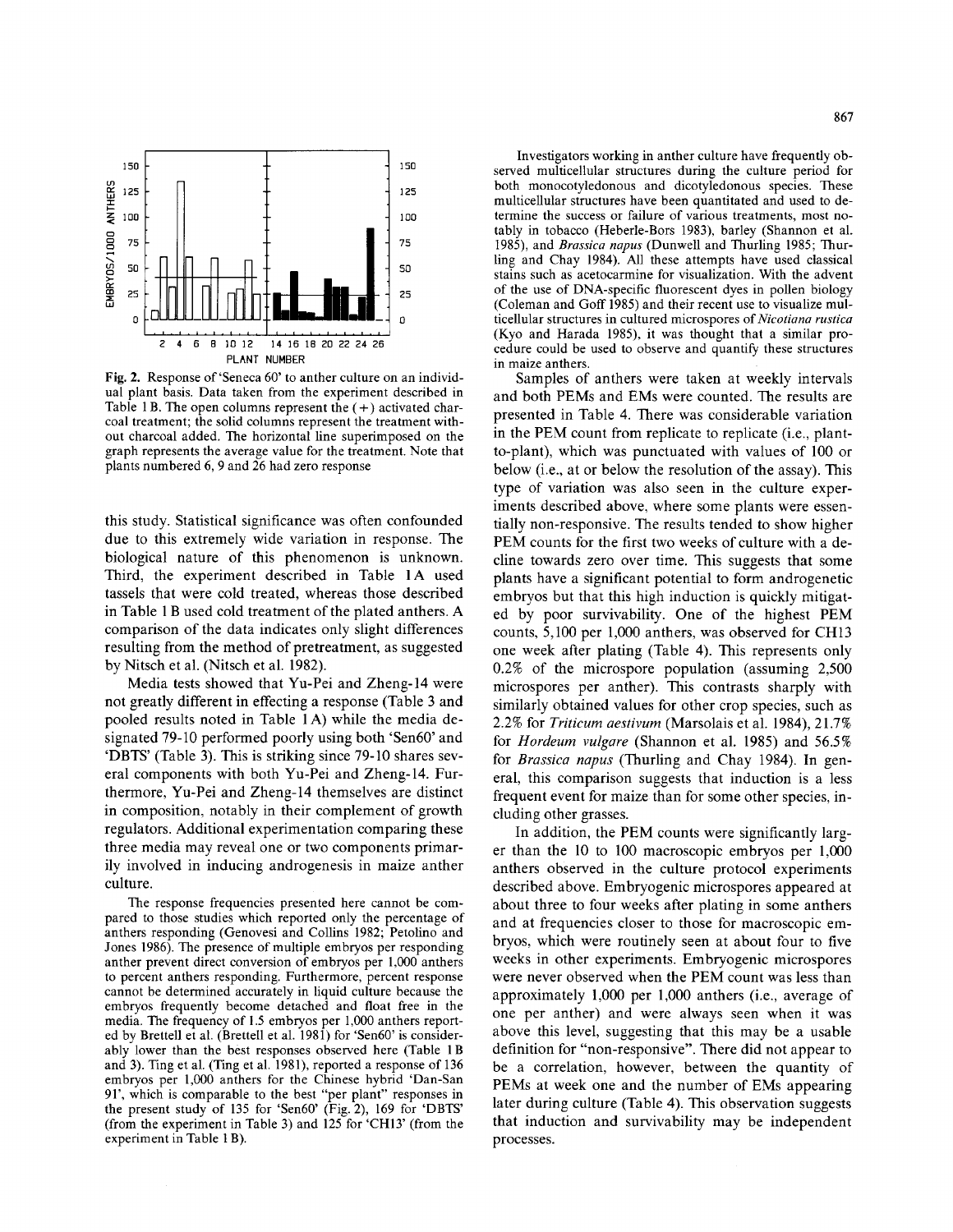Fig. 2. Response of 'Seneca 60' to anther culture on an individual plant basis. Data taken from the experiment described in Table 1 B. The open columns represent the (+) activated charcoal treatment; the solid columns represent the treatment without charcoal added. The horizontal line superimposed on the graph represents the average value for the treatment. Note that plants numbered 6, 9 and 26 had zero response

this study. Statistical significance was often confounded due to this extremely wide variation in response. The biological nature of this phenomenon is unknown. Third, the experiment described in Table 1A used tassels that were cold treated, whereas those described in Table 1 B used cold treatment of the plated anthers. A comparison of the data indicates only slight differences resulting from the method of pretreatment, as suggested by Nitsch et al. (Nitsch et al. 1982).

Media tests showed that Yu-Pei and Zheng-14 were not greatly different in effecting a response (Table 3 and pooled results noted in Table 1 A) while the media designated 79-10 performed poorly using both 'Sen60' and 'DBTS' (Table 3). This is striking since 79-10 shares several components with both Yu-Pei and Zheng-14. Furthermore, Yu-Pei and Zheng-14 themselves are distinct in composition, notably in their complement of growth regulators. Additional experimentation comparing these three media may reveal one or two components primarily involved in inducing androgenesis in maize anther culture.

The response frequencies presented here cannot be compared to those studies which reported only the percentage of anthers responding (Genovesi and Collins 1982; Petolino and Jones 1986). The presence of multiple embryos per responding anther prevent direct conversion of embryos per 1,000 anthers to percent anthers responding. Furthermore, percent response cannot be determined accurately in liquid culture because the embryos frequently become detached and float free in the media. The frequency of 1.5 embryos per 1,000 anthers reported by Brettell et al. (Brettell et al. 1981) for 'Sen60' is considerably lower than the best responses observed here (Table 1 B and 3). Ting et al. (Ting et al. 1981), reported a response of 136 embryos per 1,000 anthers for the Chinese hybrid 'Dan-San 91', which is comparable to the best "per plant" responses in the present study of 135 for 'Sen60' (Fig. 2), 169 for 'DBTS' (from the experiment in Table 3) and 125 for 'CH13' (from the experiment in Table 1 B).

Investigators working in anther culture have frequently observed multicellular structures during the culture period for both monocotyledonous and dicotyledonous species. These multicellular structures have been quantitated and used to determine the success or failure of various treatments, most notably in tobacco (Heberle-Bors 1983), barley (Shannon et al. 1985), and *Brassica napus* (Dunwell and Thurling 1985; Thurling and Chay 1984). All these attempts have used classical stains such as acetocarmine for visualization. With the advent of the use of DNA-specific fluorescent dyes in pollen biology (Coleman and Goff 1985) and their recent use to visualize multicellular structures in cultured microspores of *Nicotiana rustica* (Kyo and Harada 1985), it was thought that a similar procedure could be used to observe and quantify these structures in maize anthers.

Samples of anthers were taken at weekly intervals and both PEMs and EMs were counted. The results are presented in Table 4. There was considerable variation in the PEM count from replicate to replicate (i.e., plant-to-plant), which was punctuated with values of 100 or below (i.e., at or below the resolution of the assay). This type of variation was also seen in the culture experiments described above, where some plants were essentially non-responsive. The results tended to show higher PEM counts for the first two weeks of culture with a decline towards zero over time. This suggests that some plants have a significant potential to form androgenetic embryos but that this high induction is quickly mitigated by poor survivability. One of the highest PEM counts, 5,100 per 1,000 anthers, was observed for CH13 one week after plating (Table 4). This represents only 0.2% of the microspore population (assuming 2,500 microspores per anther). This contrasts sharply with similarly obtained values for other crop species, such as 2.2% for *Triticum aestivum* (Marsolais et al. 1984), 21.7% for *Hordeum vulgare* (Shannon et al. 1985) and 56.5% for *Brassica napus* (Thurling and Chay 1984). In general, this comparison suggests that induction is a less frequent event for maize than for some other species, including other grasses.

In addition, the PEM counts were significantly larger than the 10 to 100 macroscopic embryos per 1,000 anthers observed in the culture protocol experiments described above. Embryogenic microspores appeared at about three to four weeks after plating in some anthers and at frequencies closer to those for macroscopic embryos, which were routinely seen at about four to five weeks in other experiments. Embryogenic microspores were never observed when the PEM count was less than approximately 1,000 per 1,000 anthers (i.e., average of one per anther) and were always seen when it was above this level, suggesting that this may be a usable definition for "non-responsive". There did not appear to be a correlation, however, between the quantity of PEMs at week one and the number of EMs appearing later during culture (Table 4). This observation suggests that induction and survivability may be independent processes.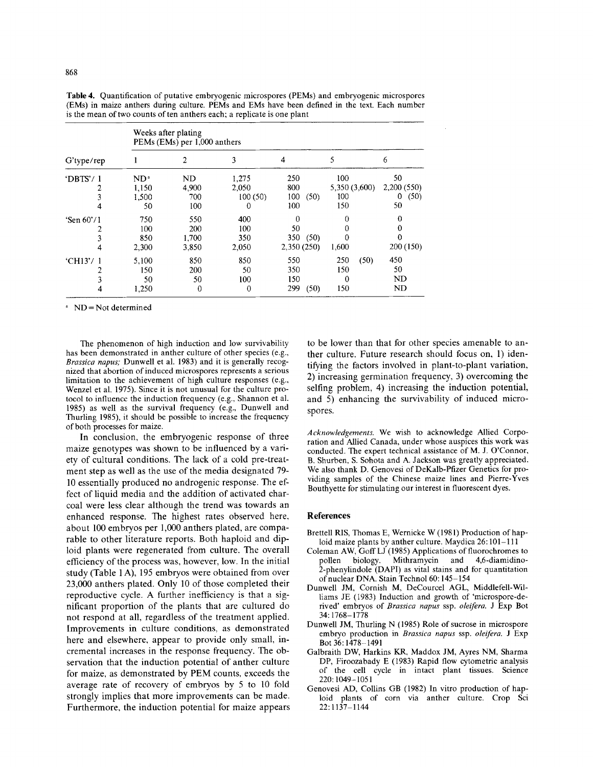**Table 4.** Quantification of putative embryogenic microspores (PEMs) and embryogenic microspores (EMs) in maize anthers during culture. PEMs and EMs have been defined in the text. Each number is the mean of two counts of ten anthers each; a replicate is one plant

| G'type/rep | Weeks after plating PEMs (EMs) per 1,000 anthers | | | | | |
|---|---|---|---|---|---|---|
| | 1 | 2 | 3 | 4 | 5 | 6 |
| 'DBTS'/ 1 | ND[a] | ND | 1,275 | 250 | 100 | 50 |
| 2 | 1,150 | 4,900 | 2,050 | 800 | 5,350 (3,600) | 2,200 (550) |
| 3 | 1,500 | 700 | 100 (50) | 100 (50) | 100 | 0 (50) |
| 4 | 50 | 100 | 0 | 100 | 150 | 50 |
| 'Sen 60'/1 | 750 | 550 | 400 | 0 | 0 | 0 |
| 2 | 100 | 200 | 100 | 50 | 0 | 0 |
| 3 | 850 | 1,700 | 350 | 350 (50) | 0 | 0 |
| 4 | 2,300 | 3,850 | 2,050 | 2,350 (250) | 1,600 | 200 (150) |
| 'CH13'/ 1 | 5,100 | 850 | 850 | 550 | 250 (50) | 450 |
| 2 | 150 | 200 | 50 | 350 | 150 | 50 |
| 3 | 50 | 50 | 100 | 150 | 0 | ND |
| 4 | 1,250 | 0 | 0 | 299 (50) | 150 | ND |

[a] ND = Not determined

The phenomenon of high induction and low survivability has been demonstrated in anther culture of other species (e.g., *Brassica napus;* Dunwell et al. 1983) and it is generally recognized that abortion of induced microspores represents a serious limitation to the achievement of high culture responses (e.g., Wenzel et al. 1975). Since it is not unusual for the culture protocol to influence the induction frequency (e.g., Shannon et al. 1985) as well as the survival frequency (e.g., Dunwell and Thurling 1985), it should be possible to increase the frequency of both processes for maize.

In conclusion, the embryogenic response of three maize genotypes was shown to be influenced by a variety of cultural conditions. The lack of a cold pre-treatment step as well as the use of the media designated 79-10 essentially produced no androgenic response. The effect of liquid media and the addition of activated charcoal were less clear although the trend was towards an enhanced response. The highest rates observed here, about 100 embryos per 1,000 anthers plated, are comparable to other literature reports. Both haploid and diploid plants were regenerated from culture. The overall efficiency of the process was, however, low. In the initial study (Table 1A), 195 embryos were obtained from over 23,000 anthers plated. Only 10 of those completed their reproductive cycle. A further inefficiency is that a significant proportion of the plants that are cultured do not respond at all, regardless of the treatment applied. Improvements in culture conditions, as demonstrated here and elsewhere, appear to provide only small, incremental increases in the response frequency. The observation that the induction potential of anther culture for maize, as demonstrated by PEM counts, exceeds the average rate of recovery of embryos by 5 to 10 fold strongly implies that more improvements can be made. Furthermore, the induction potential for maize appears to be lower than that for other species amenable to anther culture. Future research should focus on, 1) identifying the factors involved in plant-to-plant variation, 2) increasing germination frequency, 3) overcoming the selfing problem, 4) increasing the induction potential, and 5) enhancing the survivability of induced microspores.

*Acknowledgements.* We wish to acknowledge Allied Corporation and Allied Canada, under whose auspices this work was conducted. The expert technical assistance of M. J. O'Connor, B. Shurben, S. Sohota and A. Jackson was greatly appreciated. We also thank D. Genovesi of DeKalb-Pfizer Genetics for providing samples of the Chinese maize lines and Pierre-Yves Bouthyette for stimulating our interest in fluorescent dyes.

## References

Brettell RIS, Thomas E, Wernicke W (1981) Production of haploid maize plants by anther culture. Maydica 26:101–111

Coleman AW, Goff LJ (1985) Applications of fluorochromes to pollen biology. Mithramycin and 4,6-diamidino-2-phenylindole (DAPI) as vital stains and for quantitation of nuclear DNA. Stain Technol 60:145–154

Dunwell JM, Cornish M, DeCourcel AGL, Middlefell-Williams JE (1983) Induction and growth of 'microspore-derived' embryos of *Brassica napus* ssp. *oleifera*. J Exp Bot 34:1768–1778

Dunwell JM, Thurling N (1985) Role of sucrose in microspore embryo production in *Brassica napus* ssp. *oleifera*. J Exp Bot 36:1478–1491

Galbraith DW, Harkins KR, Maddox JM, Ayres NM, Sharma DP, Firoozabady E (1983) Rapid flow cytometric analysis of the cell cycle in intact plant tissues. Science 220:1049–1051

Genovesi AD, Collins GB (1982) In vitro production of haploid plants of corn via anther culture. Crop Sci 22:1137–1144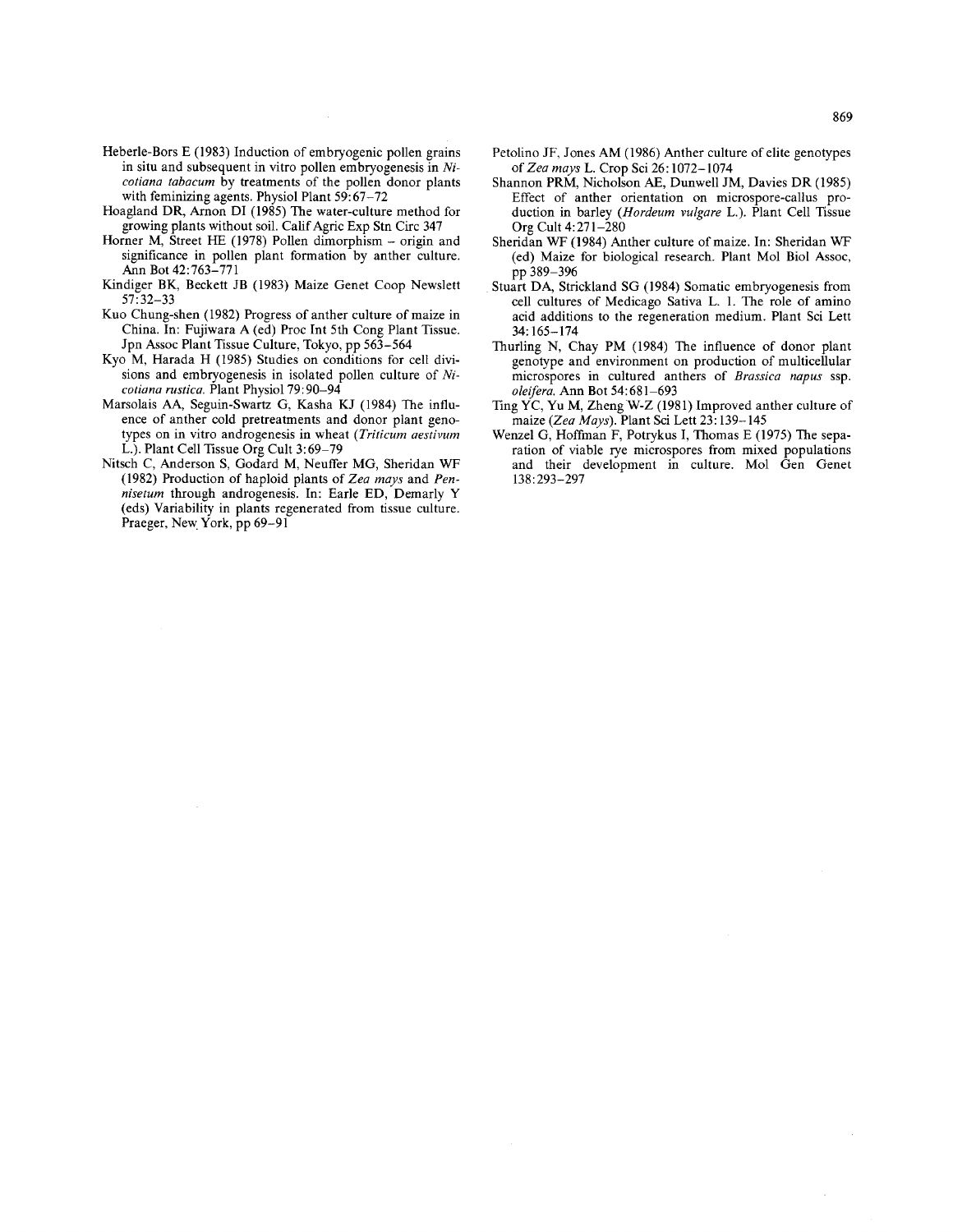Heberle-Bors E (1983) Induction of embryogenic pollen grains in situ and subsequent in vitro pollen embryogenesis in *Nicotiana tabacum* by treatments of the pollen donor plants with feminizing agents. Physiol Plant 59:67–72

Hoagland DR, Arnon DI (1985) The water-culture method for growing plants without soil. Calif Agric Exp Stn Circ 347

Horner M, Street HE (1978) Pollen dimorphism – origin and significance in pollen plant formation by anther culture. Ann Bot 42:763–771

Kindiger BK, Beckett JB (1983) Maize Genet Coop Newslett 57:32–33

Kuo Chung-shen (1982) Progress of anther culture of maize in China. In: Fujiwara A (ed) Proc Int 5th Cong Plant Tissue. Jpn Assoc Plant Tissue Culture, Tokyo, pp 563–564

Kyo M, Harada H (1985) Studies on conditions for cell divisions and embryogenesis in isolated pollen culture of *Nicotiana rustica*. Plant Physiol 79:90–94

Marsolais AA, Seguin-Swartz G, Kasha KJ (1984) The influence of anther cold pretreatments and donor plant genotypes on in vitro androgenesis in wheat (*Triticum aestivum* L.). Plant Cell Tissue Org Cult 3:69–79

Nitsch C, Anderson S, Godard M, Neuffer MG, Sheridan WF (1982) Production of haploid plants of *Zea mays* and *Pennisetum* through androgenesis. In: Earle ED, Demarly Y (eds) Variability in plants regenerated from tissue culture. Praeger, New York, pp 69–91

Petolino JF, Jones AM (1986) Anther culture of elite genotypes of *Zea mays* L. Crop Sci 26:1072–1074

Shannon PRM, Nicholson AE, Dunwell JM, Davies DR (1985) Effect of anther orientation on microspore-callus production in barley (*Hordeum vulgare* L.). Plant Cell Tissue Org Cult 4:271–280

Sheridan WF (1984) Anther culture of maize. In: Sheridan WF (ed) Maize for biological research. Plant Mol Biol Assoc, pp 389–396

Stuart DA, Strickland SG (1984) Somatic embryogenesis from cell cultures of Medicago Sativa L. 1. The role of amino acid additions to the regeneration medium. Plant Sci Lett 34:165–174

Thurling N, Chay PM (1984) The influence of donor plant genotype and environment on production of multicellular microspores in cultured anthers of *Brassica napus* ssp. *oleifera*. Ann Bot 54:681–693

Ting YC, Yu M, Zheng W-Z (1981) Improved anther culture of maize (*Zea Mays*). Plant Sci Lett 23:139–145

Wenzel G, Hoffman F, Potrykus I, Thomas E (1975) The separation of viable rye microspores from mixed populations and their development in culture. Mol Gen Genet 138:293–297